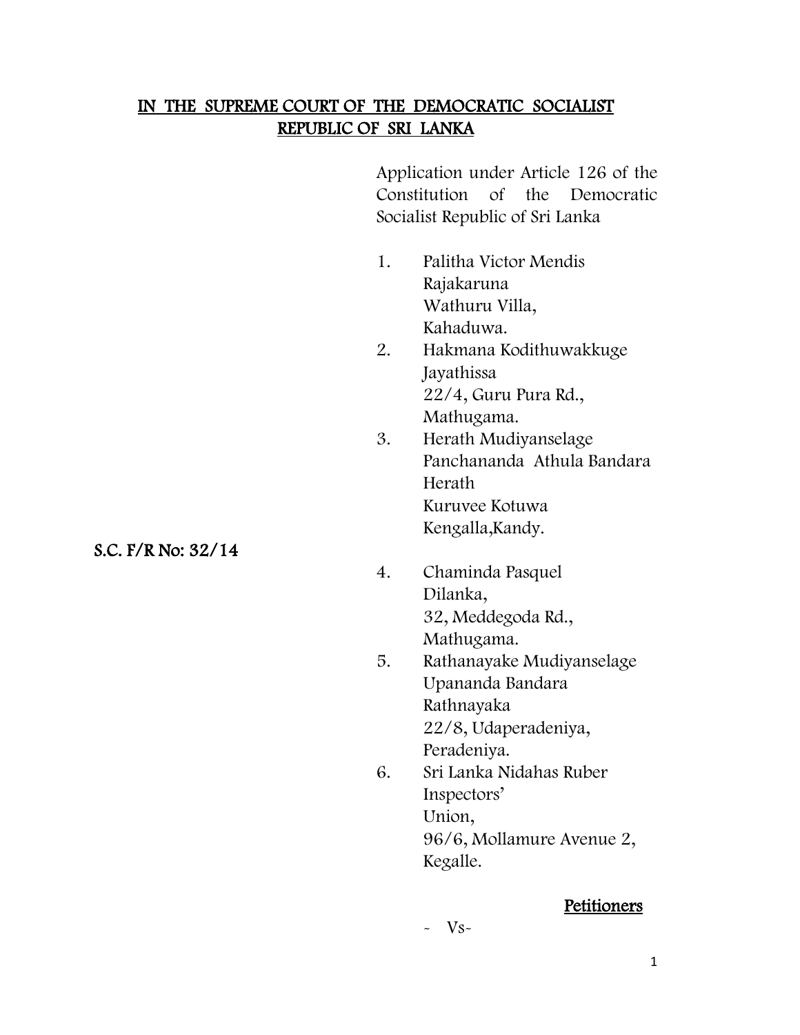# IN THE SUPREME COURT OF THE DEMOCRATIC SOCIALIST REPUBLIC OF SRI LANKA

Application under Article 126 of the Constitution of the Democratic Socialist Republic of Sri Lanka

**S.C. F/R No: 32/14**

1. Palitha Victor Mendis Rajakaruna
   Wathuru Villa,
   Kahaduwa.
2. Hakmana Kodithuwakkuge Jayathissa
   22/4, Guru Pura Rd.,
   Mathugama.
3. Herath Mudiyanselage Panchananda Athula Bandara Herath
   Kuruvee Kotuwa
   Kengalla,Kandy.
4. Chaminda Pasquel
   Dilanka,
   32, Meddegoda Rd.,
   Mathugama.
5. Rathanayake Mudiyanselage Upananda Bandara Rathnayaka
   22/8, Udaperadeniya,
   Peradeniya.
6. Sri Lanka Nidahas Ruber Inspectors' Union,
   96/6, Mollamure Avenue 2,
   Kegalle.

**Petitioners**

- Vs-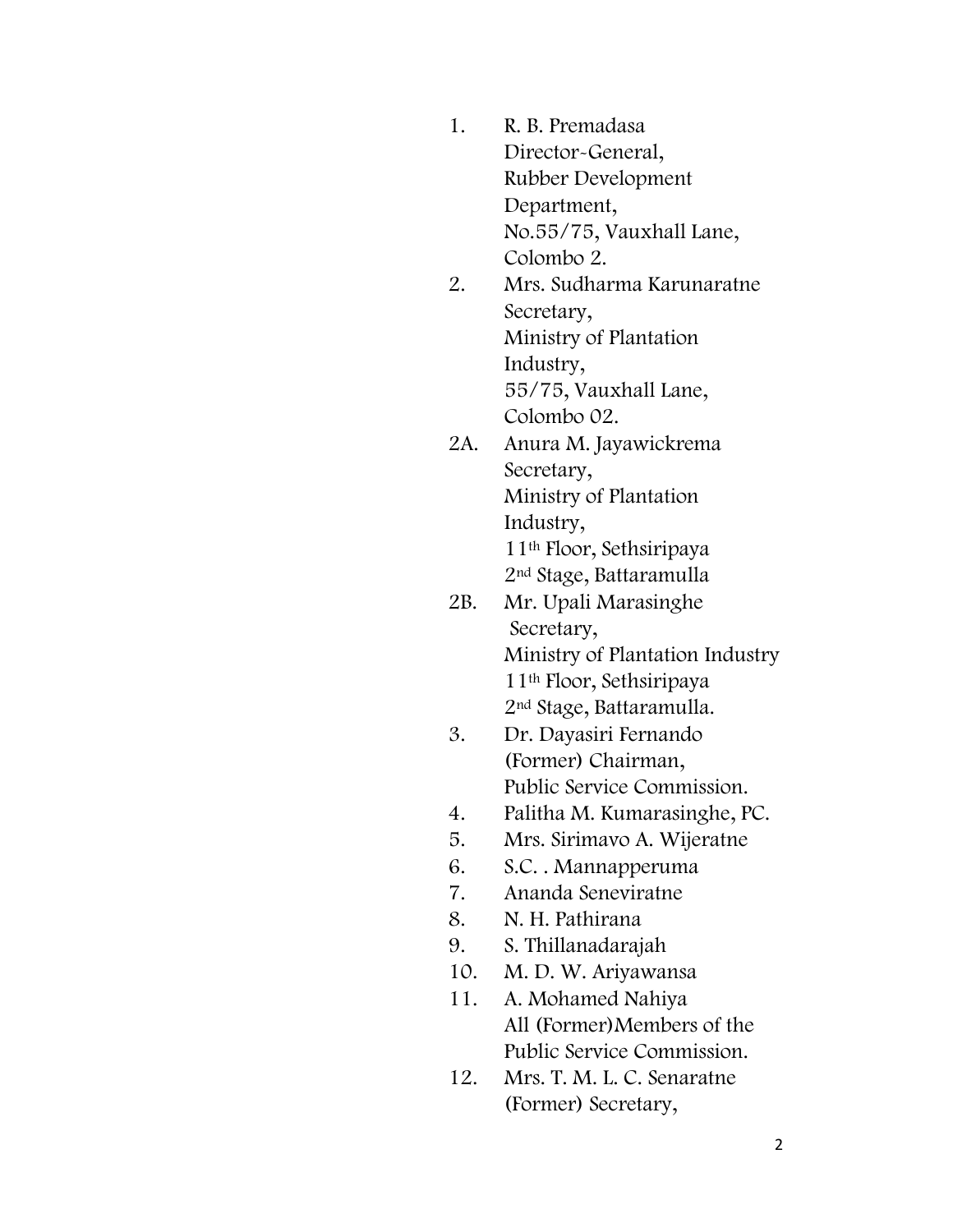1. R. B. Premadasa
   Director-General,
   Rubber Development
   Department,
   No.55/75, Vauxhall Lane,
   Colombo 2.
2. Mrs. Sudharma Karunaratne
   Secretary,
   Ministry of Plantation
   Industry,
   55/75, Vauxhall Lane,
   Colombo 02.

2A. Anura M. Jayawickrema
    Secretary,
    Ministry of Plantation
    Industry,
    11th Floor, Sethsiripaya
    2nd Stage, Battaramulla

2B. Mr. Upali Marasinghe
    Secretary,
    Ministry of Plantation Industry
    11th Floor, Sethsiripaya
    2nd Stage, Battaramulla.

3. Dr. Dayasiri Fernando
   (Former) Chairman,
   Public Service Commission.
4. Palitha M. Kumarasinghe, PC.
5. Mrs. Sirimavo A. Wijeratne
6. S.C. . Mannapperuma
7. Ananda Seneviratne
8. N. H. Pathirana
9. S. Thillanadarajah
10. M. D. W. Ariyawansa
11. A. Mohamed Nahiya
    All (Former)Members of the
    Public Service Commission.
12. Mrs. T. M. L. C. Senaratne
    (Former) Secretary,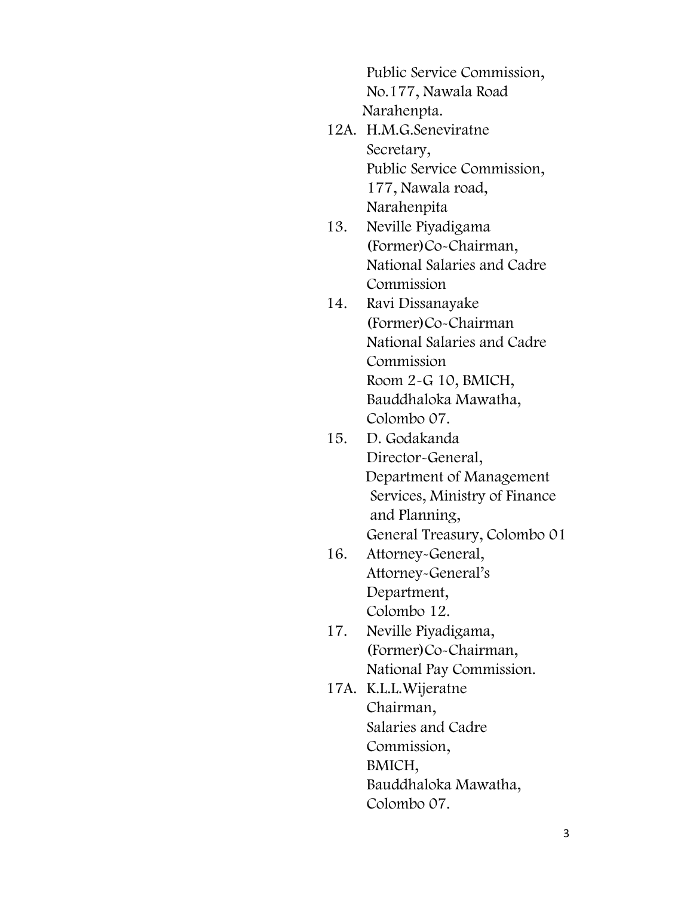Public Service Commission,
No.177, Nawala Road
Narahenpta.

12A. H.M.G.Seneviratne
Secretary,
Public Service Commission,
177, Nawala road,
Narahenpita

13. Neville Piyadigama
(Former)Co-Chairman,
National Salaries and Cadre
Commission

14. Ravi Dissanayake
(Former)Co-Chairman
National Salaries and Cadre
Commission
Room 2-G 10, BMICH,
Bauddhaloka Mawatha,
Colombo 07.

15. D. Godakanda
Director-General,
Department of Management
Services, Ministry of Finance
and Planning,
General Treasury, Colombo 01

16. Attorney-General,
Attorney-General's
Department,
Colombo 12.

17. Neville Piyadigama,
(Former)Co-Chairman,
National Pay Commission.

17A. K.L.L.Wijeratne
Chairman,
Salaries and Cadre
Commission,
BMICH,
Bauddhaloka Mawatha,
Colombo 07.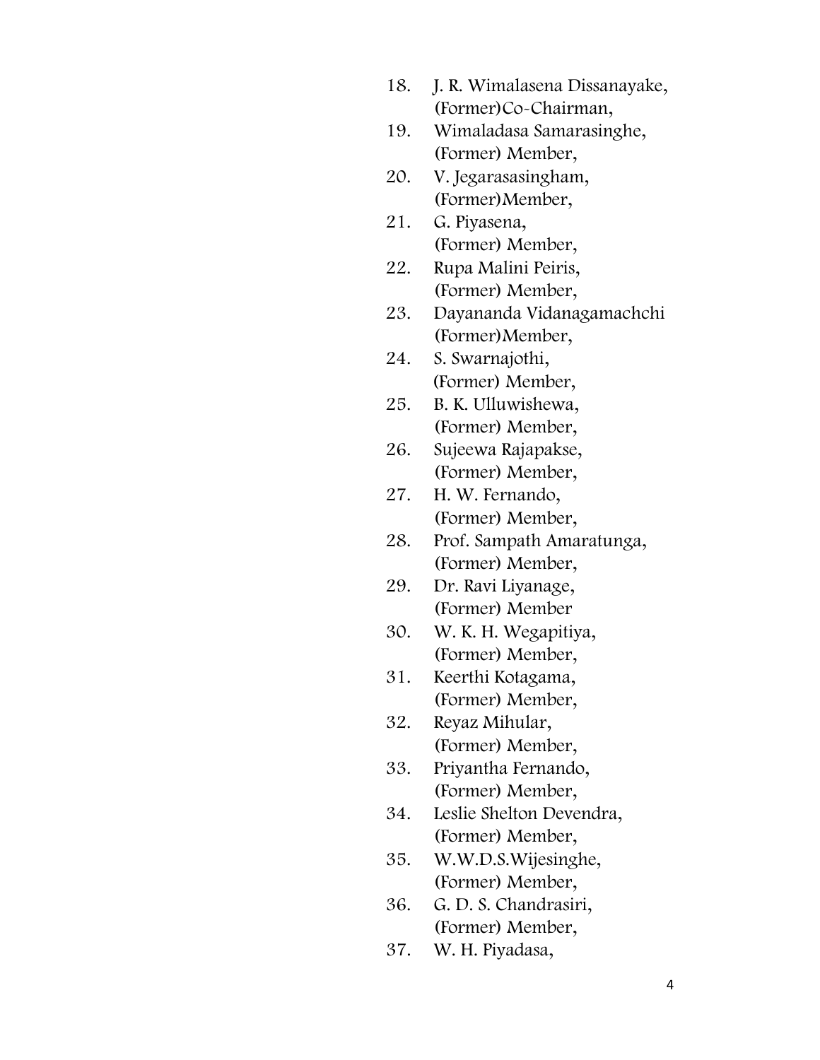18. J. R. Wimalasena Dissanayake,
    (Former)Co-Chairman,
19. Wimaladasa Samarasinghe,
    (Former) Member,
20. V. Jegarasasingham,
    (Former)Member,
21. G. Piyasena,
    (Former) Member,
22. Rupa Malini Peiris,
    (Former) Member,
23. Dayananda Vidanagamachchi
    (Former)Member,
24. S. Swarnajothi,
    (Former) Member,
25. B. K. Ulluwishewa,
    (Former) Member,
26. Sujeewa Rajapakse,
    (Former) Member,
27. H. W. Fernando,
    (Former) Member,
28. Prof. Sampath Amaratunga,
    (Former) Member,
29. Dr. Ravi Liyanage,
    (Former) Member
30. W. K. H. Wegapitiya,
    (Former) Member,
31. Keerthi Kotagama,
    (Former) Member,
32. Reyaz Mihular,
    (Former) Member,
33. Priyantha Fernando,
    (Former) Member,
34. Leslie Shelton Devendra,
    (Former) Member,
35. W.W.D.S.Wijesinghe,
    (Former) Member,
36. G. D. S. Chandrasiri,
    (Former) Member,
37. W. H. Piyadasa,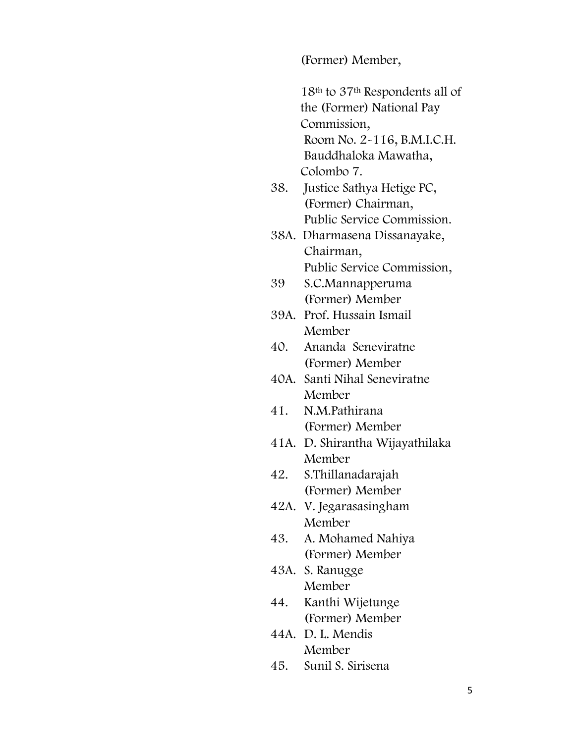(Former) Member,

18th to 37th Respondents all of the (Former) National Pay Commission,
Room No. 2-116, B.M.I.C.H.
Bauddhaloka Mawatha,
Colombo 7.

38. Justice Sathya Hetige PC,
(Former) Chairman,
Public Service Commission.

38A. Dharmasena Dissanayake,
Chairman,
Public Service Commission,

39 S.C.Mannapperuma
(Former) Member

39A. Prof. Hussain Ismail
Member

40. Ananda Seneviratne
(Former) Member

40A. Santi Nihal Seneviratne
Member

41. N.M.Pathirana
(Former) Member

41A. D. Shirantha Wijayathilaka
Member

42. S.Thillanadarajah
(Former) Member

42A. V. Jegarasasingham
Member

43. A. Mohamed Nahiya
(Former) Member

43A. S. Ranugge
Member

44. Kanthi Wijetunge
(Former) Member

44A. D. L. Mendis
Member

45. Sunil S. Sirisena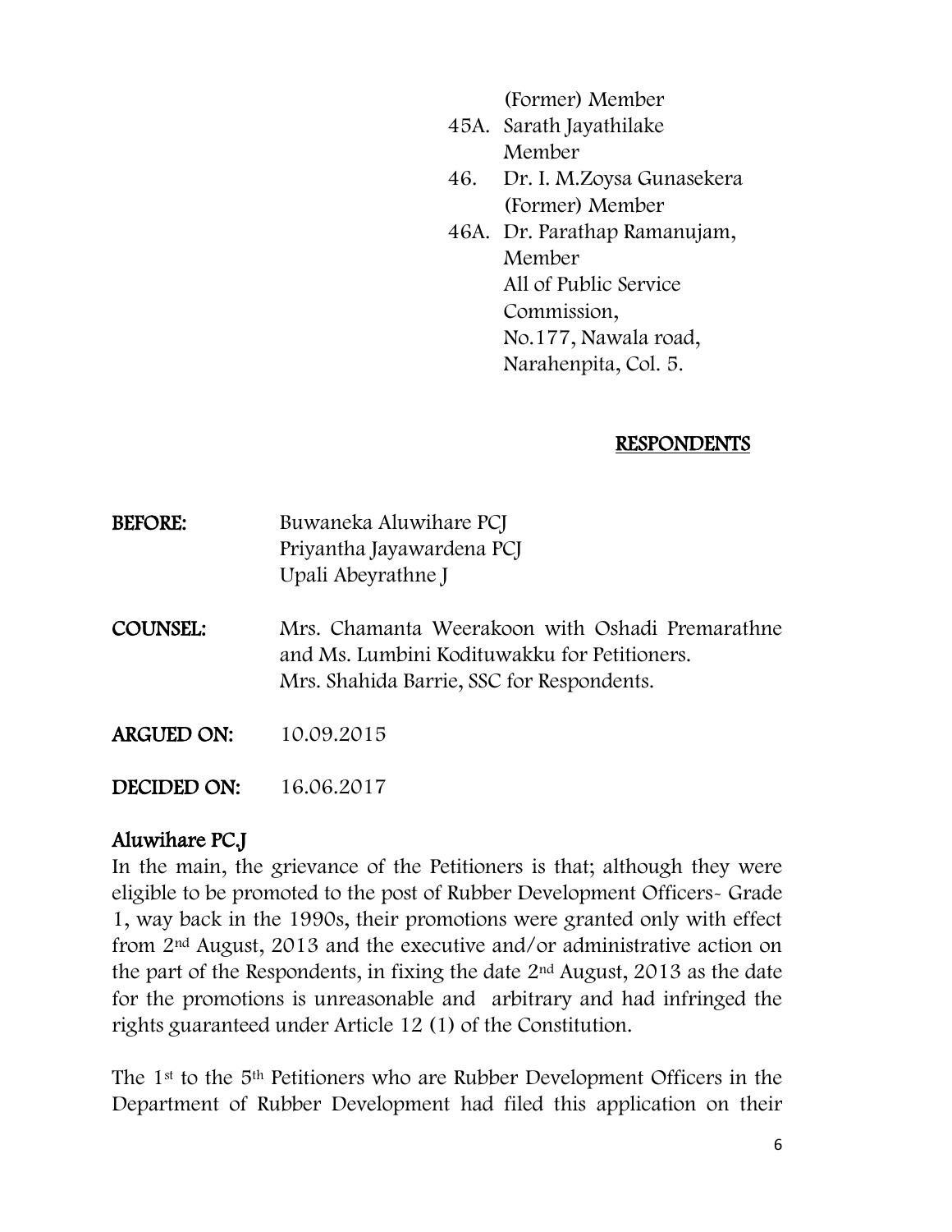(Former) Member

45A. Sarath Jayathilake
Member

46. Dr. I. M.Zoysa Gunasekera
(Former) Member

46A. Dr. Parathap Ramanujam,
Member
All of Public Service Commission,
No.177, Nawala road,
Narahenpita, Col. 5.

**RESPONDENTS**

**BEFORE:** Buwaneka Aluwihare PCJ
Priyantha Jayawardena PCJ
Upali Abeyrathne J

**COUNSEL:** Mrs. Chamanta Weerakoon with Oshadi Premarathne and Ms. Lumbini Kodituwakku for Petitioners.
Mrs. Shahida Barrie, SSC for Respondents.

**ARGUED ON:** 10.09.2015

**DECIDED ON:** 16.06.2017

**Aluwihare PC.J**

In the main, the grievance of the Petitioners is that; although they were eligible to be promoted to the post of Rubber Development Officers- Grade 1, way back in the 1990s, their promotions were granted only with effect from 2nd August, 2013 and the executive and/or administrative action on the part of the Respondents, in fixing the date 2nd August, 2013 as the date for the promotions is unreasonable and arbitrary and had infringed the rights guaranteed under Article 12 (1) of the Constitution.

The 1st to the 5th Petitioners who are Rubber Development Officers in the Department of Rubber Development had filed this application on their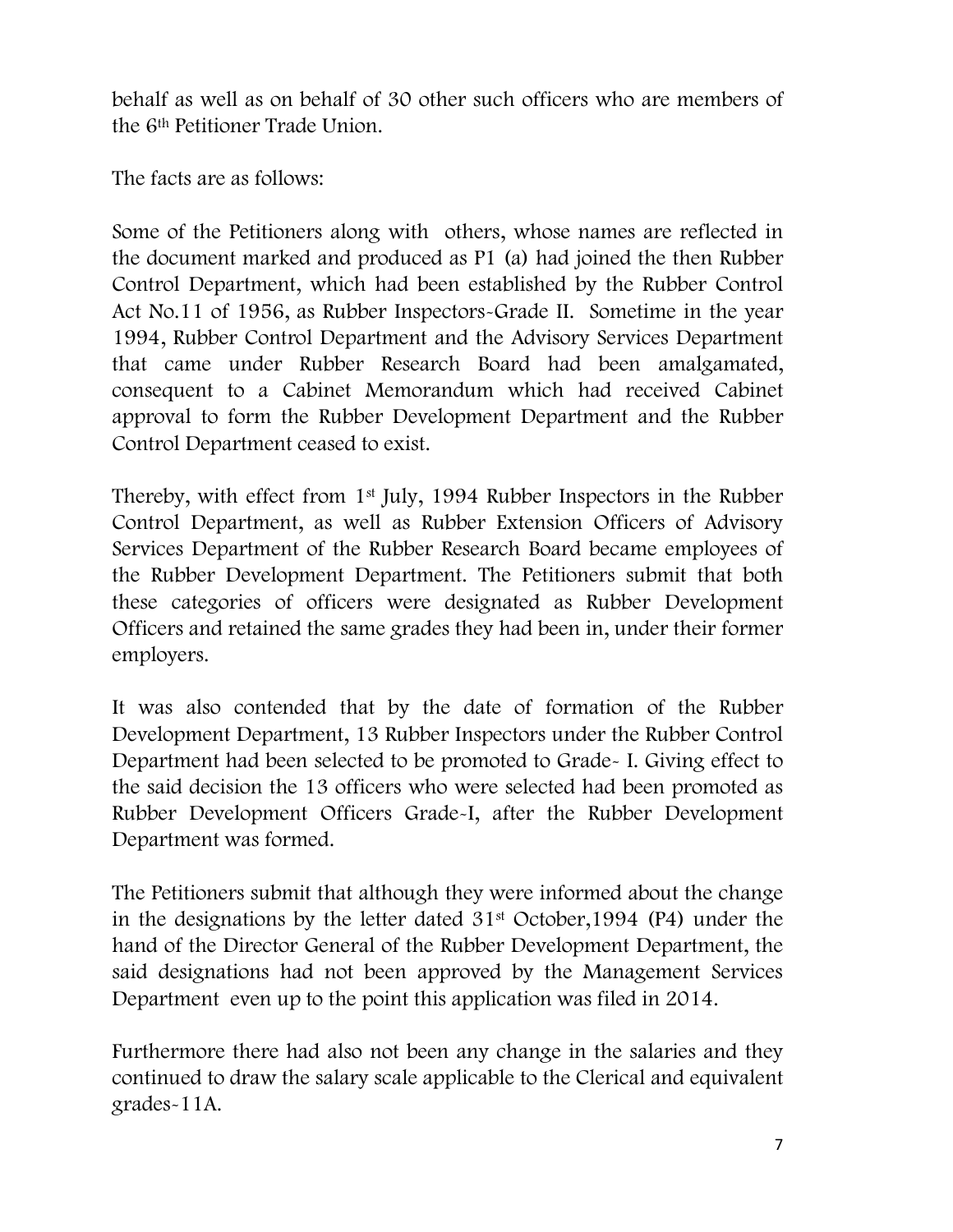behalf as well as on behalf of 30 other such officers who are members of the 6th Petitioner Trade Union.

The facts are as follows:

Some of the Petitioners along with others, whose names are reflected in the document marked and produced as P1 (a) had joined the then Rubber Control Department, which had been established by the Rubber Control Act No.11 of 1956, as Rubber Inspectors-Grade II. Sometime in the year 1994, Rubber Control Department and the Advisory Services Department that came under Rubber Research Board had been amalgamated, consequent to a Cabinet Memorandum which had received Cabinet approval to form the Rubber Development Department and the Rubber Control Department ceased to exist.

Thereby, with effect from 1st July, 1994 Rubber Inspectors in the Rubber Control Department, as well as Rubber Extension Officers of Advisory Services Department of the Rubber Research Board became employees of the Rubber Development Department. The Petitioners submit that both these categories of officers were designated as Rubber Development Officers and retained the same grades they had been in, under their former employers.

It was also contended that by the date of formation of the Rubber Development Department, 13 Rubber Inspectors under the Rubber Control Department had been selected to be promoted to Grade- I. Giving effect to the said decision the 13 officers who were selected had been promoted as Rubber Development Officers Grade-I, after the Rubber Development Department was formed.

The Petitioners submit that although they were informed about the change in the designations by the letter dated 31st October,1994 (P4) under the hand of the Director General of the Rubber Development Department, the said designations had not been approved by the Management Services Department even up to the point this application was filed in 2014.

Furthermore there had also not been any change in the salaries and they continued to draw the salary scale applicable to the Clerical and equivalent grades-11A.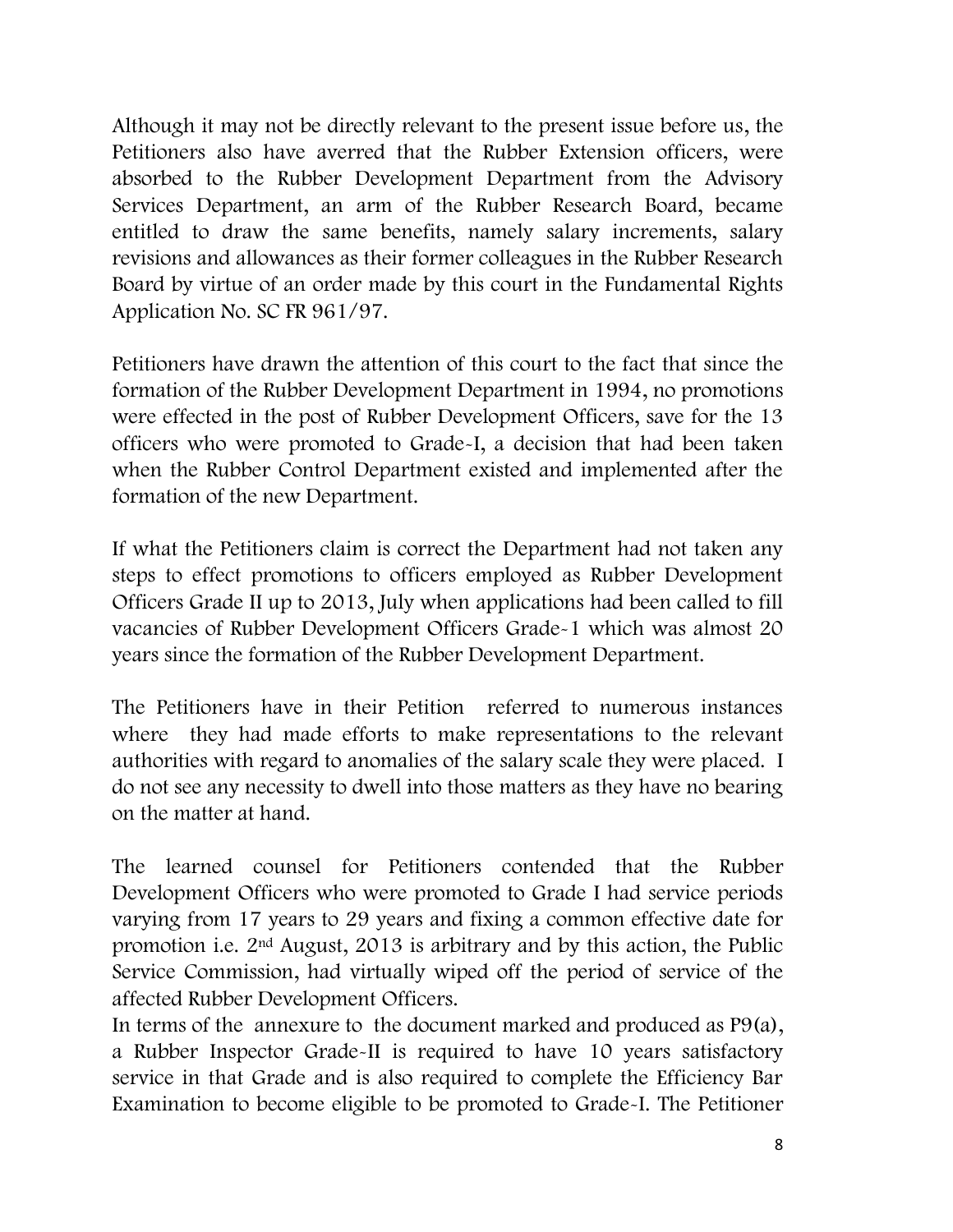Although it may not be directly relevant to the present issue before us, the Petitioners also have averred that the Rubber Extension officers, were absorbed to the Rubber Development Department from the Advisory Services Department, an arm of the Rubber Research Board, became entitled to draw the same benefits, namely salary increments, salary revisions and allowances as their former colleagues in the Rubber Research Board by virtue of an order made by this court in the Fundamental Rights Application No. SC FR 961/97.

Petitioners have drawn the attention of this court to the fact that since the formation of the Rubber Development Department in 1994, no promotions were effected in the post of Rubber Development Officers, save for the 13 officers who were promoted to Grade-I, a decision that had been taken when the Rubber Control Department existed and implemented after the formation of the new Department.

If what the Petitioners claim is correct the Department had not taken any steps to effect promotions to officers employed as Rubber Development Officers Grade II up to 2013, July when applications had been called to fill vacancies of Rubber Development Officers Grade-1 which was almost 20 years since the formation of the Rubber Development Department.

The Petitioners have in their Petition referred to numerous instances where they had made efforts to make representations to the relevant authorities with regard to anomalies of the salary scale they were placed. I do not see any necessity to dwell into those matters as they have no bearing on the matter at hand.

The learned counsel for Petitioners contended that the Rubber Development Officers who were promoted to Grade I had service periods varying from 17 years to 29 years and fixing a common effective date for promotion i.e. 2nd August, 2013 is arbitrary and by this action, the Public Service Commission, had virtually wiped off the period of service of the affected Rubber Development Officers.

In terms of the annexure to the document marked and produced as P9(a), a Rubber Inspector Grade-II is required to have 10 years satisfactory service in that Grade and is also required to complete the Efficiency Bar Examination to become eligible to be promoted to Grade-I. The Petitioner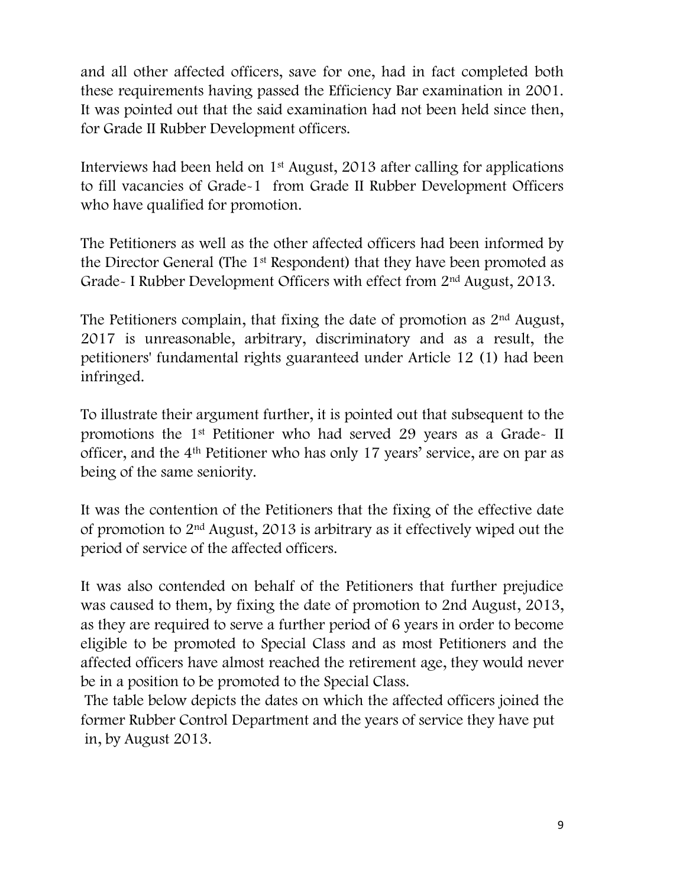and all other affected officers, save for one, had in fact completed both these requirements having passed the Efficiency Bar examination in 2001. It was pointed out that the said examination had not been held since then, for Grade II Rubber Development officers.

Interviews had been held on 1st August, 2013 after calling for applications to fill vacancies of Grade-1 from Grade II Rubber Development Officers who have qualified for promotion.

The Petitioners as well as the other affected officers had been informed by the Director General (The 1st Respondent) that they have been promoted as Grade- I Rubber Development Officers with effect from 2nd August, 2013.

The Petitioners complain, that fixing the date of promotion as 2nd August, 2017 is unreasonable, arbitrary, discriminatory and as a result, the petitioners' fundamental rights guaranteed under Article 12 (1) had been infringed.

To illustrate their argument further, it is pointed out that subsequent to the promotions the 1st Petitioner who had served 29 years as a Grade- II officer, and the 4th Petitioner who has only 17 years' service, are on par as being of the same seniority.

It was the contention of the Petitioners that the fixing of the effective date of promotion to 2nd August, 2013 is arbitrary as it effectively wiped out the period of service of the affected officers.

It was also contended on behalf of the Petitioners that further prejudice was caused to them, by fixing the date of promotion to 2nd August, 2013, as they are required to serve a further period of 6 years in order to become eligible to be promoted to Special Class and as most Petitioners and the affected officers have almost reached the retirement age, they would never be in a position to be promoted to the Special Class.

The table below depicts the dates on which the affected officers joined the former Rubber Control Department and the years of service they have put in, by August 2013.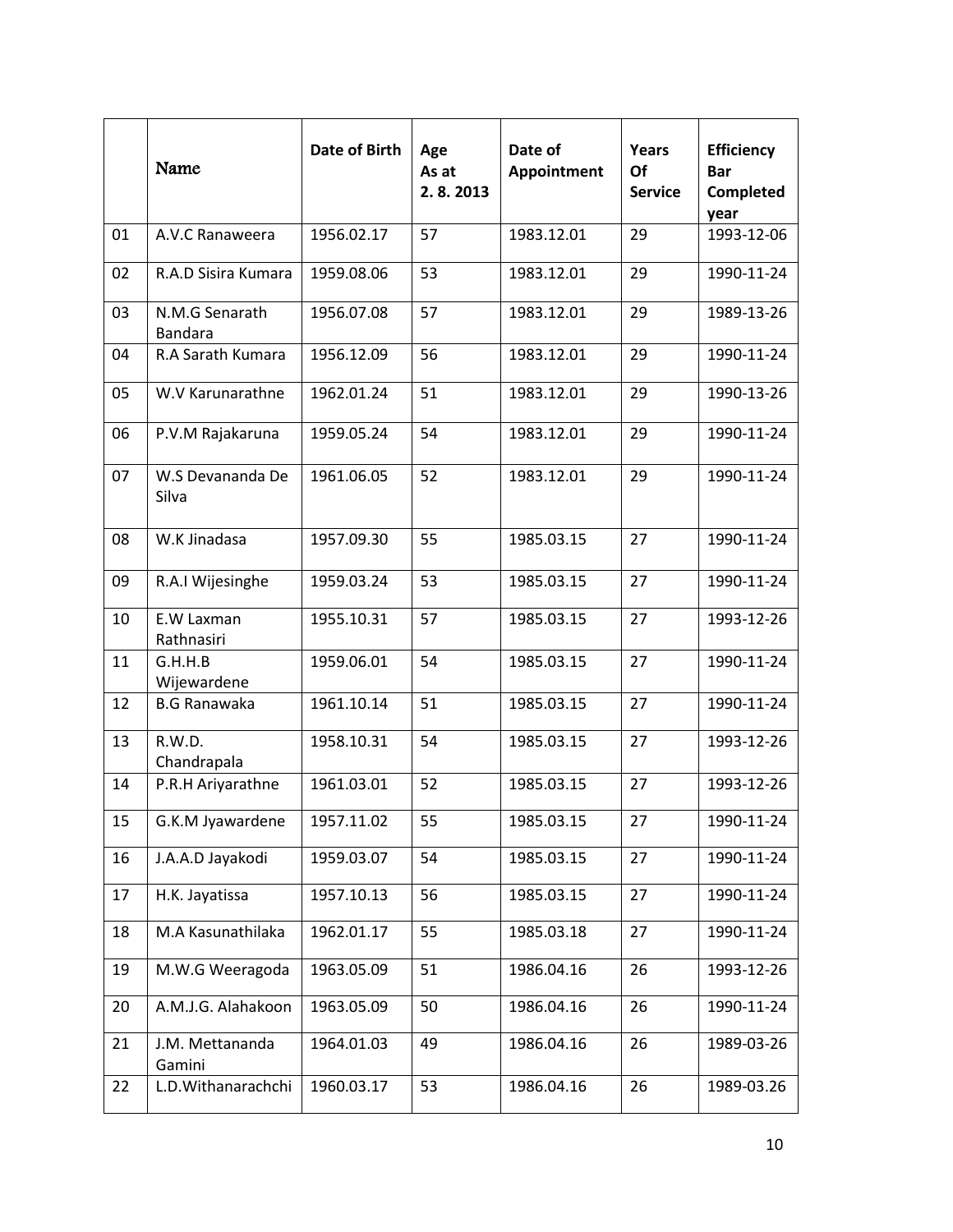|  | Name | Date of Birth | Age As at 2. 8. 2013 | Date of Appointment | Years Of Service | Efficiency Bar Completed year |
|---|---|---|---|---|---|---|
| 01 | A.V.C Ranaweera | 1956.02.17 | 57 | 1983.12.01 | 29 | 1993-12-06 |
| 02 | R.A.D Sisira Kumara | 1959.08.06 | 53 | 1983.12.01 | 29 | 1990-11-24 |
| 03 | N.M.G Senarath Bandara | 1956.07.08 | 57 | 1983.12.01 | 29 | 1989-13-26 |
| 04 | R.A Sarath Kumara | 1956.12.09 | 56 | 1983.12.01 | 29 | 1990-11-24 |
| 05 | W.V Karunarathne | 1962.01.24 | 51 | 1983.12.01 | 29 | 1990-13-26 |
| 06 | P.V.M Rajakaruna | 1959.05.24 | 54 | 1983.12.01 | 29 | 1990-11-24 |
| 07 | W.S Devananda De Silva | 1961.06.05 | 52 | 1983.12.01 | 29 | 1990-11-24 |
| 08 | W.K Jinadasa | 1957.09.30 | 55 | 1985.03.15 | 27 | 1990-11-24 |
| 09 | R.A.I Wijesinghe | 1959.03.24 | 53 | 1985.03.15 | 27 | 1990-11-24 |
| 10 | E.W Laxman Rathnasiri | 1955.10.31 | 57 | 1985.03.15 | 27 | 1993-12-26 |
| 11 | G.H.H.B Wijewardene | 1959.06.01 | 54 | 1985.03.15 | 27 | 1990-11-24 |
| 12 | B.G Ranawaka | 1961.10.14 | 51 | 1985.03.15 | 27 | 1990-11-24 |
| 13 | R.W.D. Chandrapala | 1958.10.31 | 54 | 1985.03.15 | 27 | 1993-12-26 |
| 14 | P.R.H Ariyarathne | 1961.03.01 | 52 | 1985.03.15 | 27 | 1993-12-26 |
| 15 | G.K.M Jyawardene | 1957.11.02 | 55 | 1985.03.15 | 27 | 1990-11-24 |
| 16 | J.A.A.D Jayakodi | 1959.03.07 | 54 | 1985.03.15 | 27 | 1990-11-24 |
| 17 | H.K. Jayatissa | 1957.10.13 | 56 | 1985.03.15 | 27 | 1990-11-24 |
| 18 | M.A Kasunathilaka | 1962.01.17 | 55 | 1985.03.18 | 27 | 1990-11-24 |
| 19 | M.W.G Weeragoda | 1963.05.09 | 51 | 1986.04.16 | 26 | 1993-12-26 |
| 20 | A.M.J.G. Alahakoon | 1963.05.09 | 50 | 1986.04.16 | 26 | 1990-11-24 |
| 21 | J.M. Mettananda Gamini | 1964.01.03 | 49 | 1986.04.16 | 26 | 1989-03-26 |
| 22 | L.D.Withanarachchi | 1960.03.17 | 53 | 1986.04.16 | 26 | 1989-03.26 |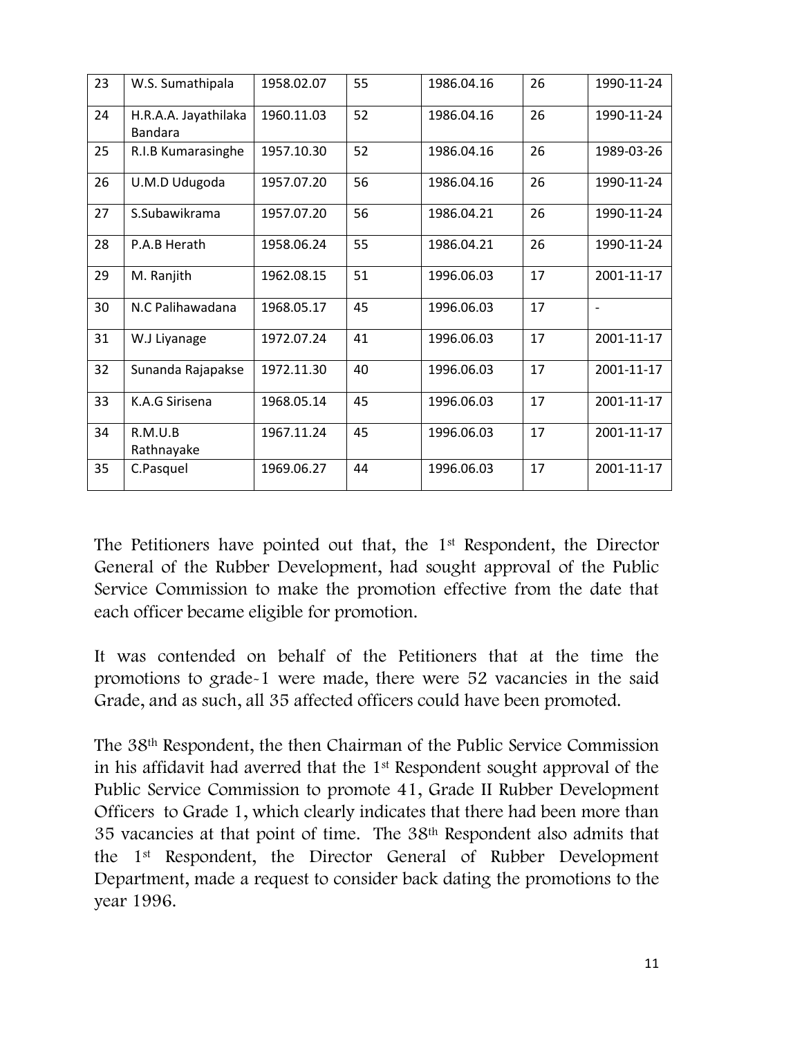| 23 | W.S. Sumathipala | 1958.02.07 | 55 | 1986.04.16 | 26 | 1990-11-24 |
|---|---|---|---|---|---|---|
| 24 | H.R.A.A. Jayathilaka Bandara | 1960.11.03 | 52 | 1986.04.16 | 26 | 1990-11-24 |
| 25 | R.I.B Kumarasinghe | 1957.10.30 | 52 | 1986.04.16 | 26 | 1989-03-26 |
| 26 | U.M.D Udugoda | 1957.07.20 | 56 | 1986.04.16 | 26 | 1990-11-24 |
| 27 | S.Subawikrama | 1957.07.20 | 56 | 1986.04.21 | 26 | 1990-11-24 |
| 28 | P.A.B Herath | 1958.06.24 | 55 | 1986.04.21 | 26 | 1990-11-24 |
| 29 | M. Ranjith | 1962.08.15 | 51 | 1996.06.03 | 17 | 2001-11-17 |
| 30 | N.C Palihawadana | 1968.05.17 | 45 | 1996.06.03 | 17 | - |
| 31 | W.J Liyanage | 1972.07.24 | 41 | 1996.06.03 | 17 | 2001-11-17 |
| 32 | Sunanda Rajapakse | 1972.11.30 | 40 | 1996.06.03 | 17 | 2001-11-17 |
| 33 | K.A.G Sirisena | 1968.05.14 | 45 | 1996.06.03 | 17 | 2001-11-17 |
| 34 | R.M.U.B Rathnayake | 1967.11.24 | 45 | 1996.06.03 | 17 | 2001-11-17 |
| 35 | C.Pasquel | 1969.06.27 | 44 | 1996.06.03 | 17 | 2001-11-17 |

The Petitioners have pointed out that, the 1st Respondent, the Director General of the Rubber Development, had sought approval of the Public Service Commission to make the promotion effective from the date that each officer became eligible for promotion.

It was contended on behalf of the Petitioners that at the time the promotions to grade-1 were made, there were 52 vacancies in the said Grade, and as such, all 35 affected officers could have been promoted.

The 38th Respondent, the then Chairman of the Public Service Commission in his affidavit had averred that the 1st Respondent sought approval of the Public Service Commission to promote 41, Grade II Rubber Development Officers to Grade 1, which clearly indicates that there had been more than 35 vacancies at that point of time. The 38th Respondent also admits that the 1st Respondent, the Director General of Rubber Development Department, made a request to consider back dating the promotions to the year 1996.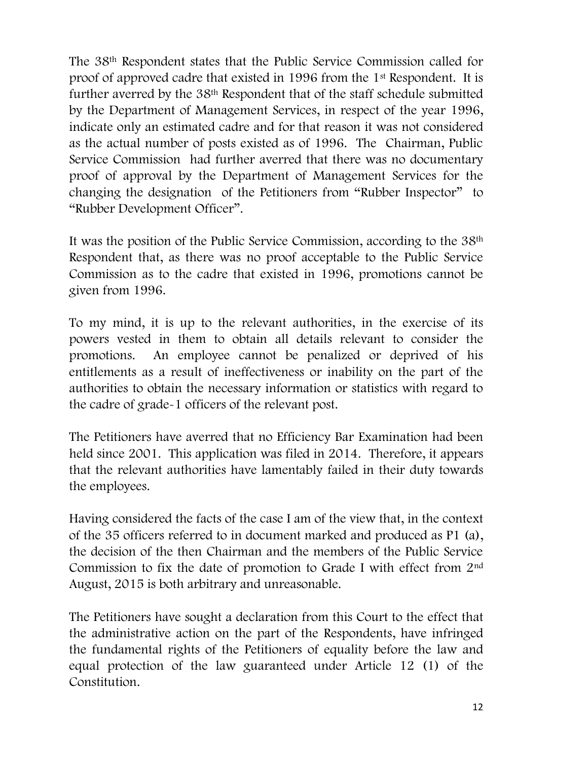The 38th Respondent states that the Public Service Commission called for proof of approved cadre that existed in 1996 from the 1st Respondent. It is further averred by the 38th Respondent that of the staff schedule submitted by the Department of Management Services, in respect of the year 1996, indicate only an estimated cadre and for that reason it was not considered as the actual number of posts existed as of 1996. The Chairman, Public Service Commission had further averred that there was no documentary proof of approval by the Department of Management Services for the changing the designation of the Petitioners from "Rubber Inspector" to "Rubber Development Officer".

It was the position of the Public Service Commission, according to the 38th Respondent that, as there was no proof acceptable to the Public Service Commission as to the cadre that existed in 1996, promotions cannot be given from 1996.

To my mind, it is up to the relevant authorities, in the exercise of its powers vested in them to obtain all details relevant to consider the promotions. An employee cannot be penalized or deprived of his entitlements as a result of ineffectiveness or inability on the part of the authorities to obtain the necessary information or statistics with regard to the cadre of grade-1 officers of the relevant post.

The Petitioners have averred that no Efficiency Bar Examination had been held since 2001. This application was filed in 2014. Therefore, it appears that the relevant authorities have lamentably failed in their duty towards the employees.

Having considered the facts of the case I am of the view that, in the context of the 35 officers referred to in document marked and produced as P1 (a), the decision of the then Chairman and the members of the Public Service Commission to fix the date of promotion to Grade I with effect from 2nd August, 2015 is both arbitrary and unreasonable.

The Petitioners have sought a declaration from this Court to the effect that the administrative action on the part of the Respondents, have infringed the fundamental rights of the Petitioners of equality before the law and equal protection of the law guaranteed under Article 12 (1) of the Constitution.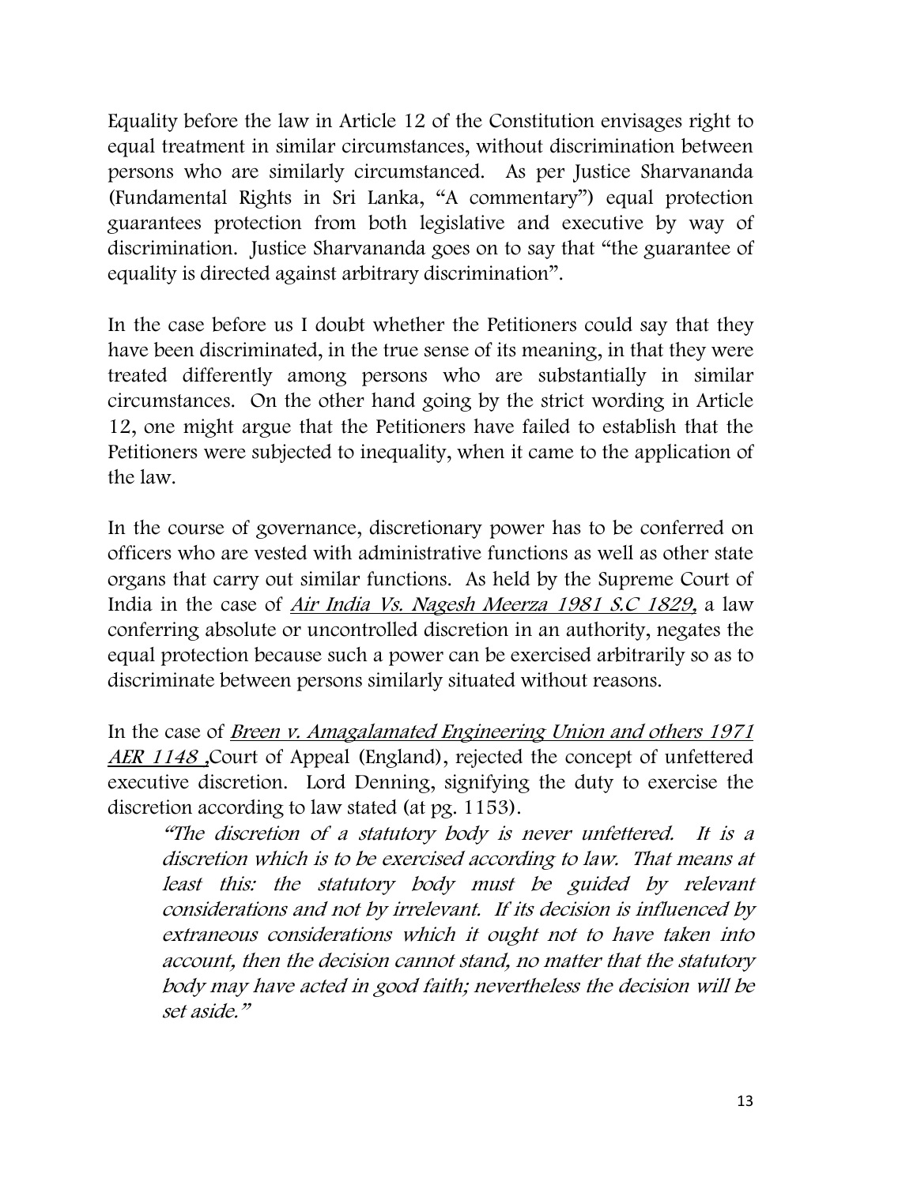Equality before the law in Article 12 of the Constitution envisages right to equal treatment in similar circumstances, without discrimination between persons who are similarly circumstanced. As per Justice Sharvananda (Fundamental Rights in Sri Lanka, "A commentary") equal protection guarantees protection from both legislative and executive by way of discrimination. Justice Sharvananda goes on to say that "the guarantee of equality is directed against arbitrary discrimination".

In the case before us I doubt whether the Petitioners could say that they have been discriminated, in the true sense of its meaning, in that they were treated differently among persons who are substantially in similar circumstances. On the other hand going by the strict wording in Article 12, one might argue that the Petitioners have failed to establish that the Petitioners were subjected to inequality, when it came to the application of the law.

In the course of governance, discretionary power has to be conferred on officers who are vested with administrative functions as well as other state organs that carry out similar functions. As held by the Supreme Court of India in the case of *Air India Vs. Nagesh Meerza 1981 S.C 1829*, a law conferring absolute or uncontrolled discretion in an authority, negates the equal protection because such a power can be exercised arbitrarily so as to discriminate between persons similarly situated without reasons.

In the case of *Breen v. Amagalamated Engineering Union and others 1971 AER 1148* ,Court of Appeal (England), rejected the concept of unfettered executive discretion. Lord Denning, signifying the duty to exercise the discretion according to law stated (at pg. 1153).

> *"The discretion of a statutory body is never unfettered. It is a discretion which is to be exercised according to law. That means at least this: the statutory body must be guided by relevant considerations and not by irrelevant. If its decision is influenced by extraneous considerations which it ought not to have taken into account, then the decision cannot stand, no matter that the statutory body may have acted in good faith; nevertheless the decision will be set aside."*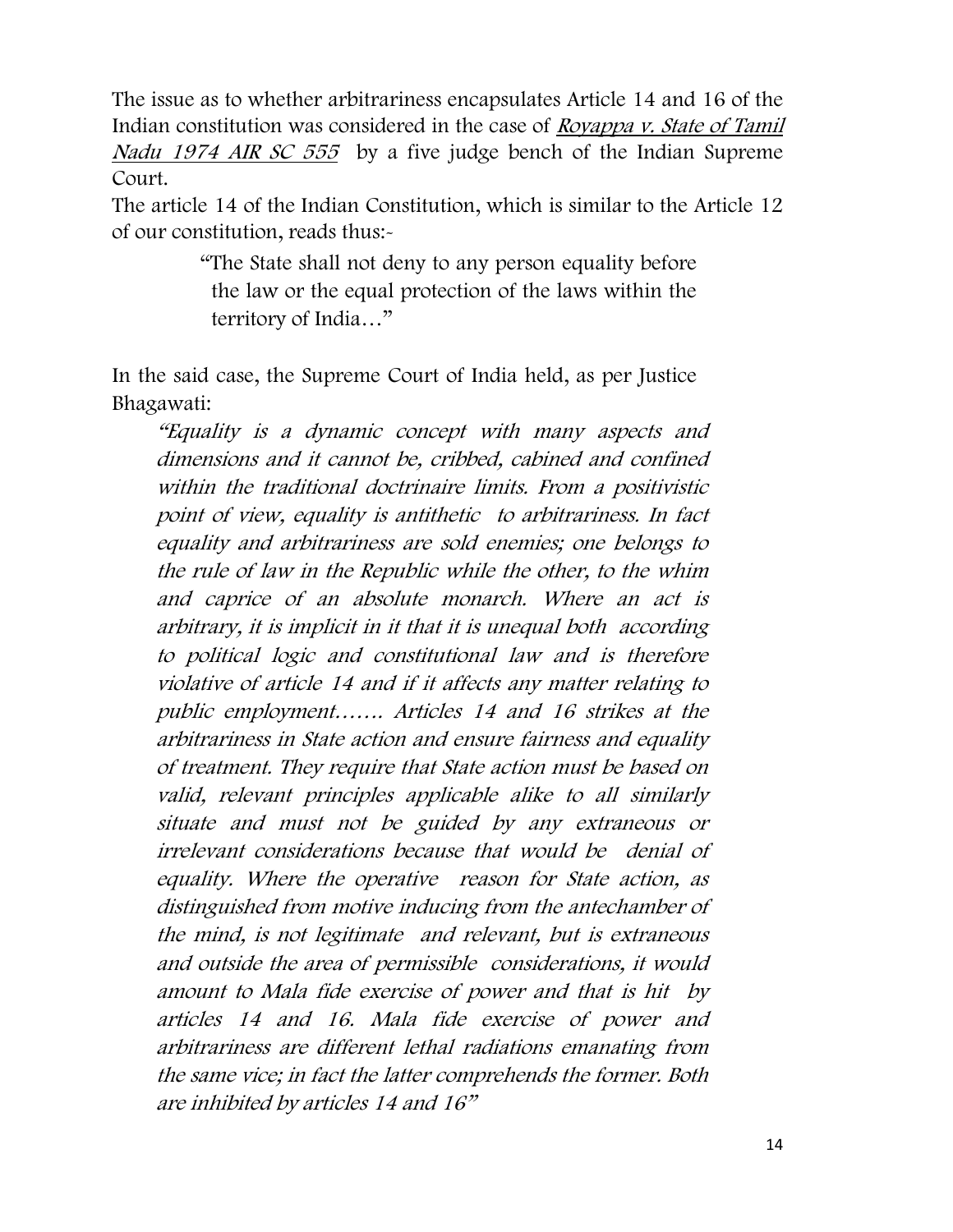The issue as to whether arbitrariness encapsulates Article 14 and 16 of the Indian constitution was considered in the case of *Royappa v. State of Tamil Nadu 1974 AIR SC 555* by a five judge bench of the Indian Supreme Court.

The article 14 of the Indian Constitution, which is similar to the Article 12 of our constitution, reads thus:-

> "The State shall not deny to any person equality before the law or the equal protection of the laws within the territory of India…"

In the said case, the Supreme Court of India held, as per Justice Bhagawati:

> *"Equality is a dynamic concept with many aspects and dimensions and it cannot be, cribbed, cabined and confined within the traditional doctrinaire limits. From a positivistic point of view, equality is antithetic to arbitrariness. In fact equality and arbitrariness are sold enemies; one belongs to the rule of law in the Republic while the other, to the whim and caprice of an absolute monarch. Where an act is arbitrary, it is implicit in it that it is unequal both according to political logic and constitutional law and is therefore violative of article 14 and if it affects any matter relating to public employment……. Articles 14 and 16 strikes at the arbitrariness in State action and ensure fairness and equality of treatment. They require that State action must be based on valid, relevant principles applicable alike to all similarly situate and must not be guided by any extraneous or irrelevant considerations because that would be denial of equality. Where the operative reason for State action, as distinguished from motive inducing from the antechamber of the mind, is not legitimate and relevant, but is extraneous and outside the area of permissible considerations, it would amount to Mala fide exercise of power and that is hit by articles 14 and 16. Mala fide exercise of power and arbitrariness are different lethal radiations emanating from the same vice; in fact the latter comprehends the former. Both are inhibited by articles 14 and 16"*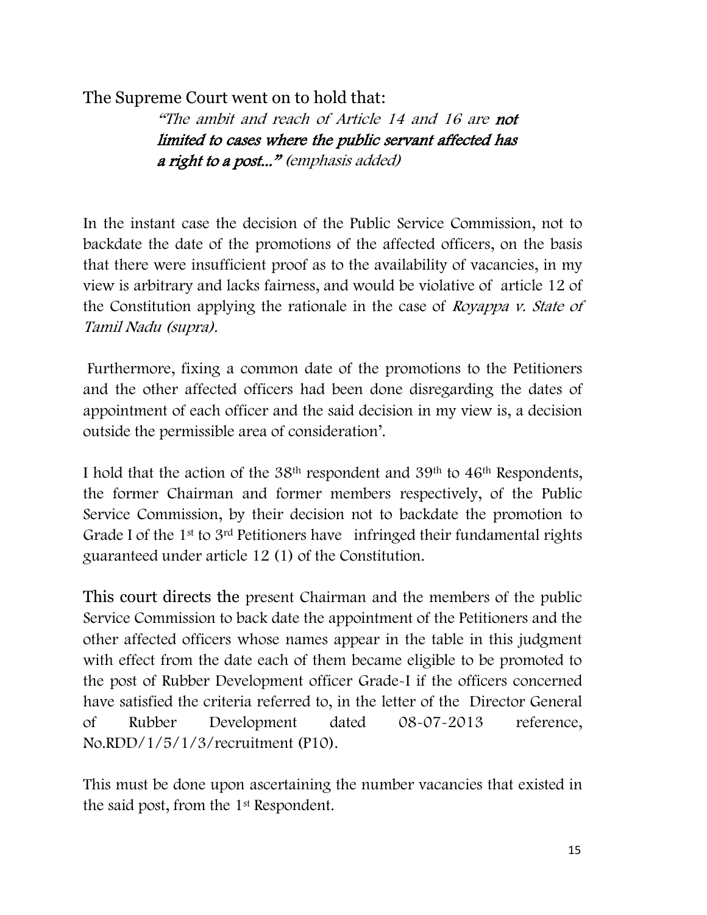The Supreme Court went on to hold that:

> *"The ambit and reach of Article 14 and 16 are* ***not limited to cases where the public servant affected has a right to a post..."*** *(emphasis added)*

In the instant case the decision of the Public Service Commission, not to backdate the date of the promotions of the affected officers, on the basis that there were insufficient proof as to the availability of vacancies, in my view is arbitrary and lacks fairness, and would be violative of article 12 of the Constitution applying the rationale in the case of *Royappa v. State of Tamil Nadu (supra).*

Furthermore, fixing a common date of the promotions to the Petitioners and the other affected officers had been done disregarding the dates of appointment of each officer and the said decision in my view is, a decision outside the permissible area of consideration'.

I hold that the action of the 38th respondent and 39th to 46th Respondents, the former Chairman and former members respectively, of the Public Service Commission, by their decision not to backdate the promotion to Grade I of the 1st to 3rd Petitioners have infringed their fundamental rights guaranteed under article 12 (1) of the Constitution.

This court directs the present Chairman and the members of the public Service Commission to back date the appointment of the Petitioners and the other affected officers whose names appear in the table in this judgment with effect from the date each of them became eligible to be promoted to the post of Rubber Development officer Grade-I if the officers concerned have satisfied the criteria referred to, in the letter of the Director General of Rubber Development dated 08-07-2013 reference, No.RDD/1/5/1/3/recruitment (P10).

This must be done upon ascertaining the number vacancies that existed in the said post, from the 1st Respondent.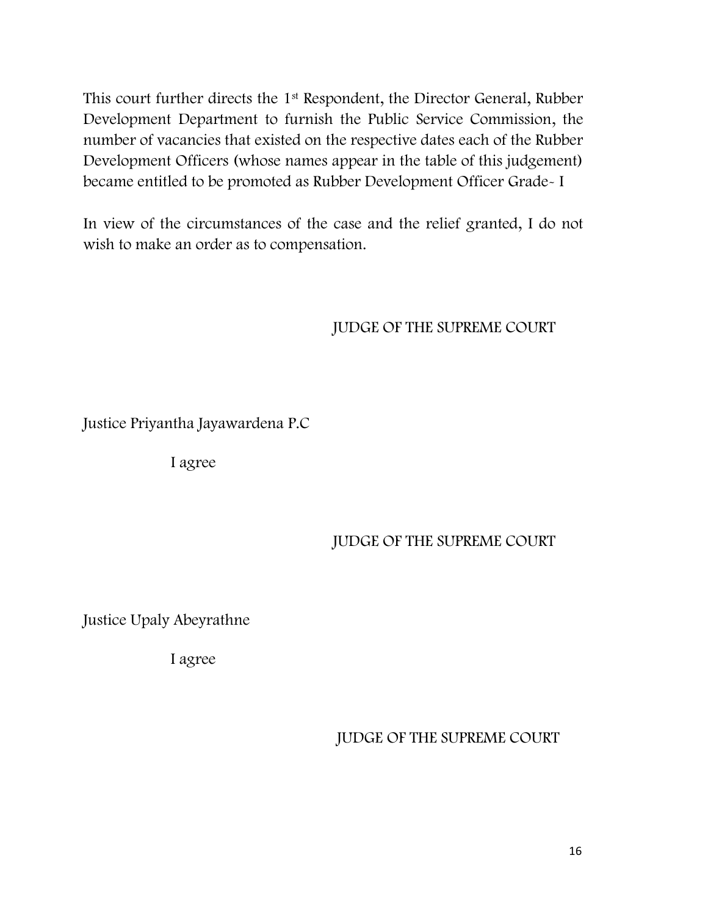This court further directs the 1st Respondent, the Director General, Rubber Development Department to furnish the Public Service Commission, the number of vacancies that existed on the respective dates each of the Rubber Development Officers (whose names appear in the table of this judgement) became entitled to be promoted as Rubber Development Officer Grade- I

In view of the circumstances of the case and the relief granted, I do not wish to make an order as to compensation.

JUDGE OF THE SUPREME COURT

Justice Priyantha Jayawardena P.C

I agree

JUDGE OF THE SUPREME COURT

Justice Upaly Abeyrathne

I agree

JUDGE OF THE SUPREME COURT